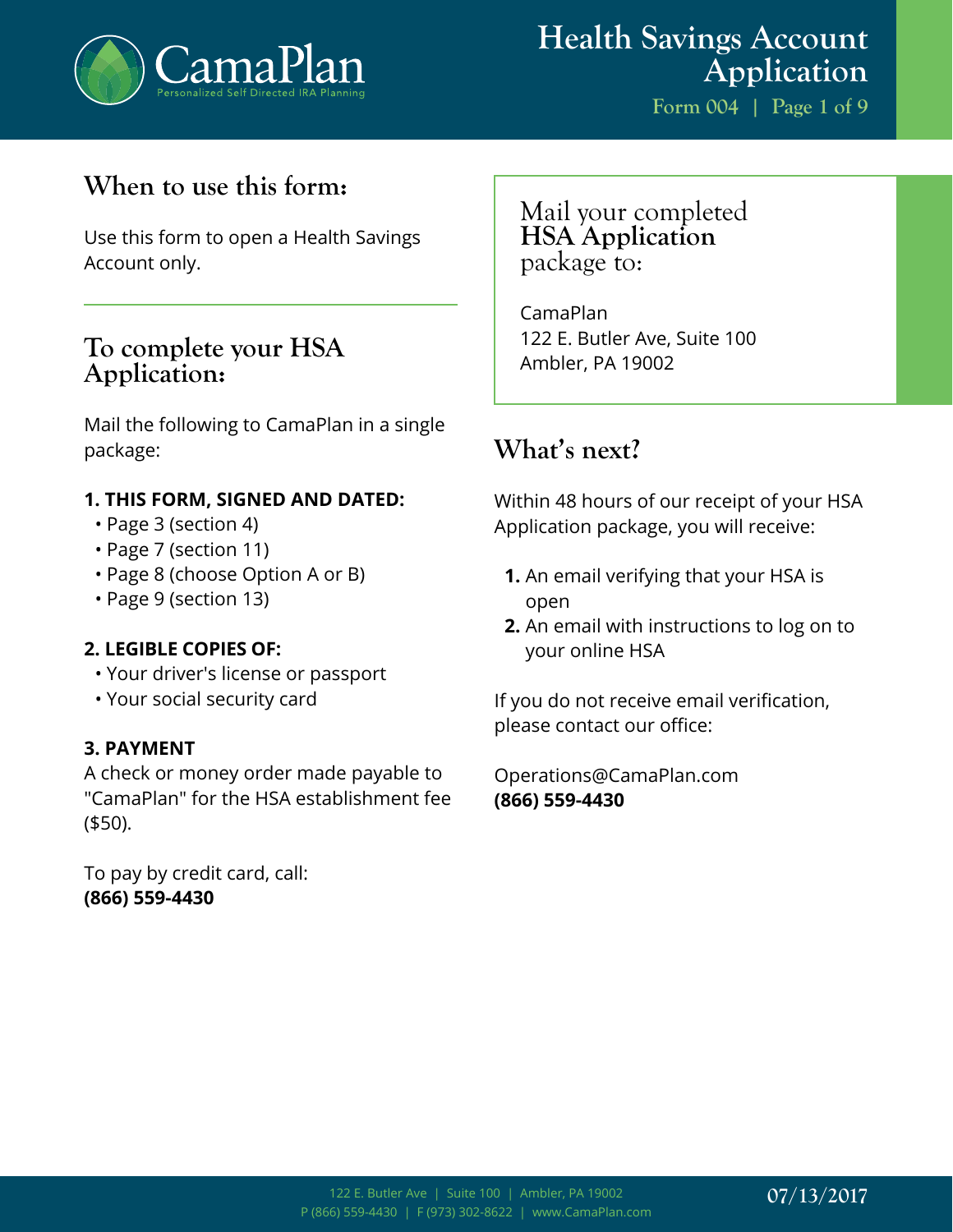# Health Savings Account Application

Form 004

## When to use this form:

Use this form to open a Health Savings Account only.

## To complete your HSA Application:

Mail the following to CamaPlan in a single package:

**1. THIS FORM, SIGNED AND DATED:**

- Page 3 (section 4)
- Page 7 (section 11)
- Page 8 (choose Option A or B)
- Page 9 (section 13)

**2. LEGIBLE COPIES OF:**

- Your driver's license or passport
- Your social security card

**3. PAYMENT**

A check or money order made payable to "CamaPlan" for the HSA establishment fee ($50).

To pay by credit card, call:
**(866) 559-4430**

## Mail your completed **HSA Application** package to:

CamaPlan
122 E. Butler Ave, Suite 100
Ambler, PA 19002

## What's next?

Within 48 hours of our receipt of your HSA Application package, you will receive:

1. An email verifying that your HSA is open
2. An email with instructions to log on to your online HSA

If you do not receive email verification, please contact our office:

Operations@CamaPlan.com
**(866) 559-4430**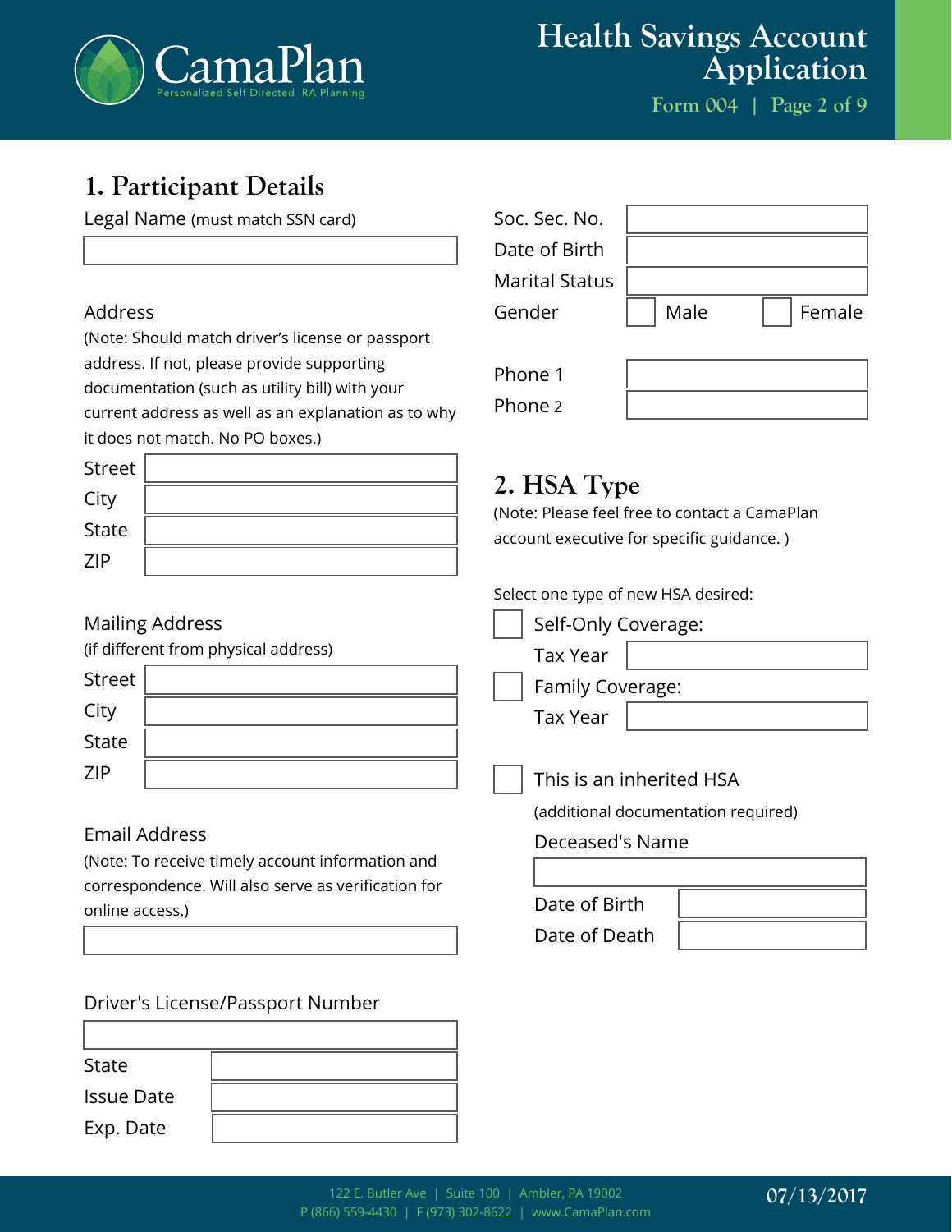# Health Savings Account Application

Form 004

## 1. Participant Details

Legal Name (must match SSN card)

Address

(Note: Should match driver's license or passport address. If not, please provide supporting documentation (such as utility bill) with your current address as well as an explanation as to why it does not match. No PO boxes.)

Street

City

State

ZIP

Mailing Address

(if different from physical address)

Street

City

State

ZIP

Email Address

(Note: To receive timely account information and correspondence. Will also serve as verification for online access.)

Driver's License/Passport Number

State

Issue Date

Exp. Date

Soc. Sec. No.

Date of Birth

Marital Status

Gender ☐ Male ☐ Female

Phone 1

Phone 2

## 2. HSA Type

(Note: Please feel free to contact a CamaPlan account executive for specific guidance. )

Select one type of new HSA desired:

☐ Self-Only Coverage:

Tax Year

☐ Family Coverage:

Tax Year

☐ This is an inherited HSA

(additional documentation required)

Deceased's Name

Date of Birth

Date of Death

07/13/2017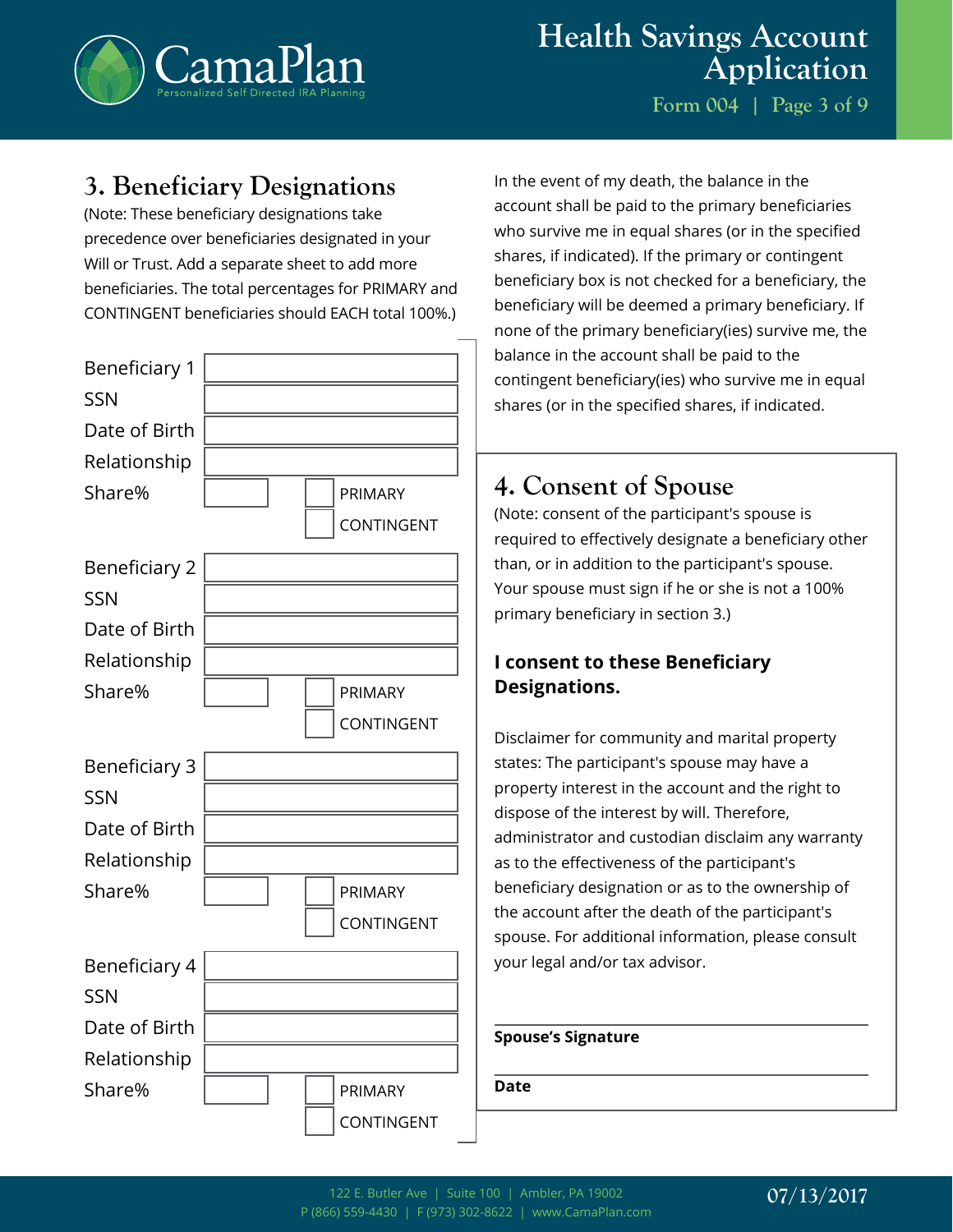## 3. Beneficiary Designations

(Note: These beneficiary designations take precedence over beneficiaries designated in your Will or Trust. Add a separate sheet to add more beneficiaries. The total percentages for PRIMARY and CONTINGENT beneficiaries should EACH total 100%.)

Beneficiary 1 ____________________

SSN ____________________

Date of Birth ____________________

Relationship ____________________

Share% ________ ☐ PRIMARY ☐ CONTINGENT

Beneficiary 2 ____________________

SSN ____________________

Date of Birth ____________________

Relationship ____________________

Share% ________ ☐ PRIMARY ☐ CONTINGENT

Beneficiary 3 ____________________

SSN ____________________

Date of Birth ____________________

Relationship ____________________

Share% ________ ☐ PRIMARY ☐ CONTINGENT

Beneficiary 4 ____________________

SSN ____________________

Date of Birth ____________________

Relationship ____________________

Share% ________ ☐ PRIMARY ☐ CONTINGENT

In the event of my death, the balance in the account shall be paid to the primary beneficiaries who survive me in equal shares (or in the specified shares, if indicated). If the primary or contingent beneficiary box is not checked for a beneficiary, the beneficiary will be deemed a primary beneficiary. If none of the primary beneficiary(ies) survive me, the balance in the account shall be paid to the contingent beneficiary(ies) who survive me in equal shares (or in the specified shares, if indicated.

## 4. Consent of Spouse

(Note: consent of the participant's spouse is required to effectively designate a beneficiary other than, or in addition to the participant's spouse. Your spouse must sign if he or she is not a 100% primary beneficiary in section 3.)

**I consent to these Beneficiary Designations.**

Disclaimer for community and marital property states: The participant's spouse may have a property interest in the account and the right to dispose of the interest by will. Therefore, administrator and custodian disclaim any warranty as to the effectiveness of the participant's beneficiary designation or as to the ownership of the account after the death of the participant's spouse. For additional information, please consult your legal and/or tax advisor.

____________________

**Spouse's Signature**

____________________

**Date**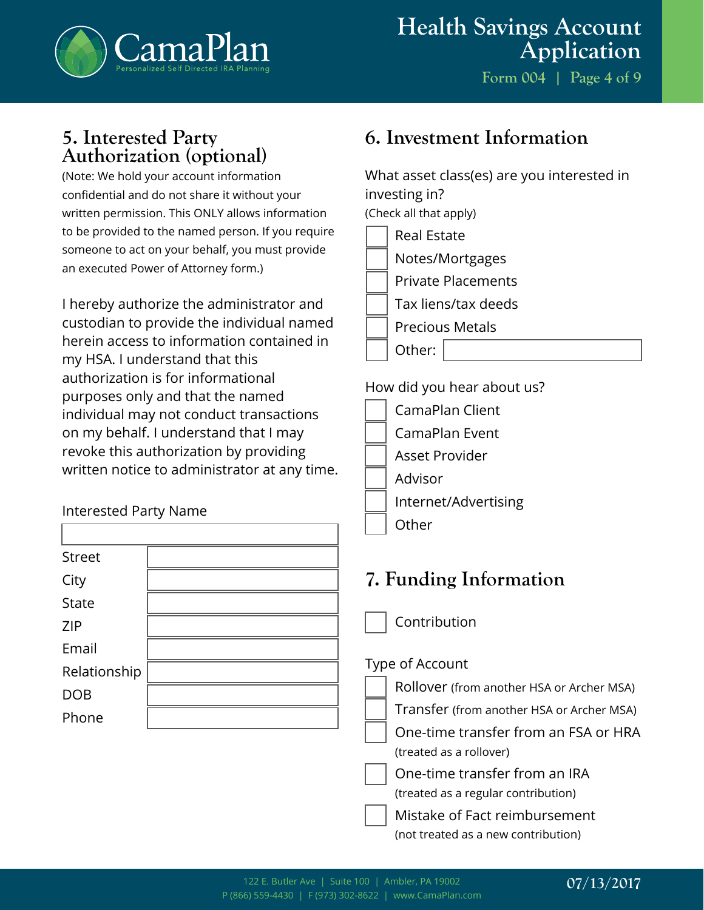## 5. Interested Party Authorization (optional)

(Note: We hold your account information confidential and do not share it without your written permission. This ONLY allows information to be provided to the named person. If you require someone to act on your behalf, you must provide an executed Power of Attorney form.)

I hereby authorize the administrator and custodian to provide the individual named herein access to information contained in my HSA. I understand that this authorization is for informational purposes only and that the named individual may not conduct transactions on my behalf. I understand that I may revoke this authorization by providing written notice to administrator at any time.

Interested Party Name

| | |
|---|---|
| Street | |
| City | |
| State | |
| ZIP | |
| Email | |
| Relationship | |
| DOB | |
| Phone | |

## 6. Investment Information

What asset class(es) are you interested in investing in?
(Check all that apply)

- ☐ Real Estate
- ☐ Notes/Mortgages
- ☐ Private Placements
- ☐ Tax liens/tax deeds
- ☐ Precious Metals
- ☐ Other: ____________

How did you hear about us?

- ☐ CamaPlan Client
- ☐ CamaPlan Event
- ☐ Asset Provider
- ☐ Advisor
- ☐ Internet/Advertising
- ☐ Other

## 7. Funding Information

- ☐ Contribution

Type of Account

- ☐ Rollover (from another HSA or Archer MSA)
- ☐ Transfer (from another HSA or Archer MSA)
- ☐ One-time transfer from an FSA or HRA (treated as a rollover)
- ☐ One-time transfer from an IRA (treated as a regular contribution)
- ☐ Mistake of Fact reimbursement (not treated as a new contribution)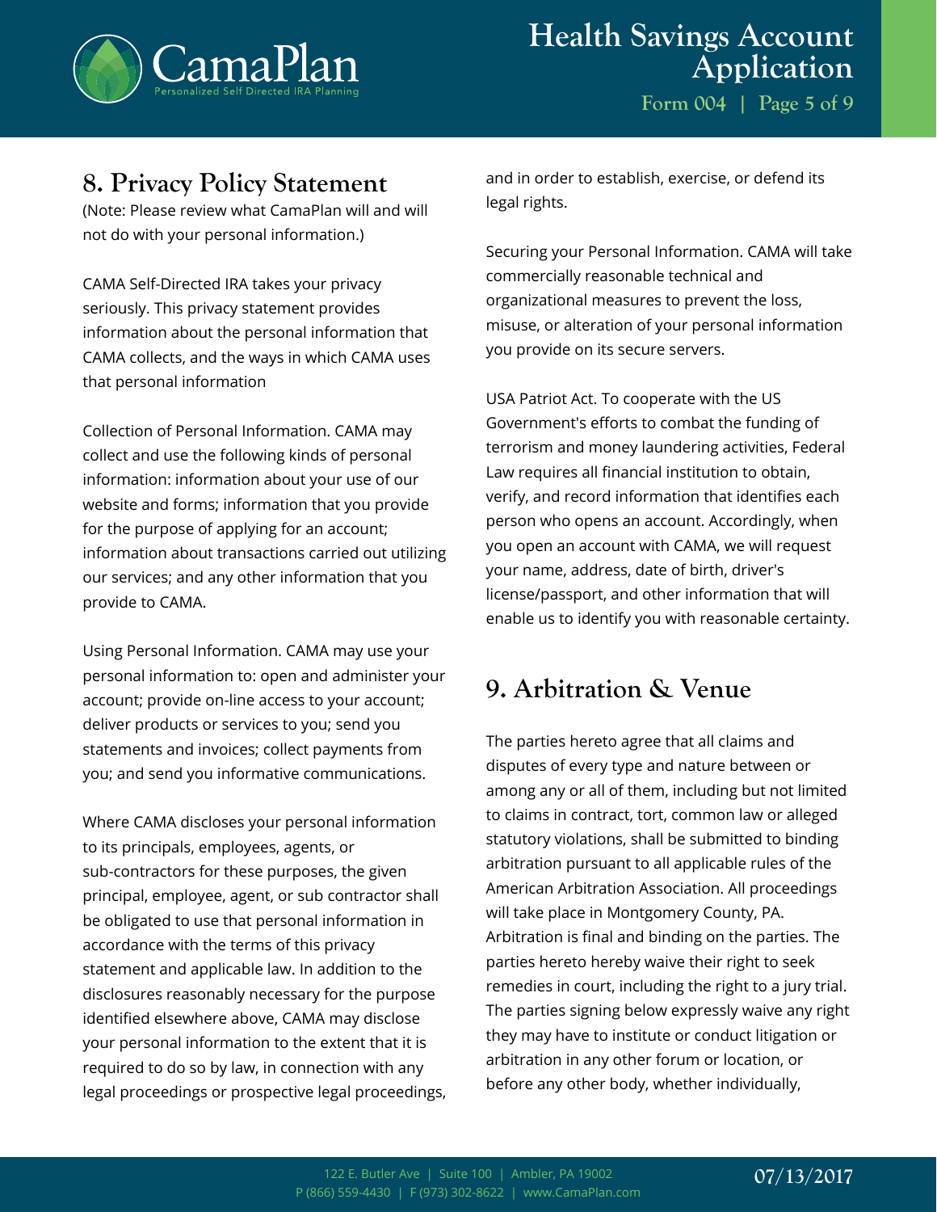## 8. Privacy Policy Statement

(Note: Please review what CamaPlan will and will not do with your personal information.)

CAMA Self-Directed IRA takes your privacy seriously. This privacy statement provides information about the personal information that CAMA collects, and the ways in which CAMA uses that personal information

Collection of Personal Information. CAMA may collect and use the following kinds of personal information: information about your use of our website and forms; information that you provide for the purpose of applying for an account; information about transactions carried out utilizing our services; and any other information that you provide to CAMA.

Using Personal Information. CAMA may use your personal information to: open and administer your account; provide on-line access to your account; deliver products or services to you; send you statements and invoices; collect payments from you; and send you informative communications.

Where CAMA discloses your personal information to its principals, employees, agents, or sub-contractors for these purposes, the given principal, employee, agent, or sub contractor shall be obligated to use that personal information in accordance with the terms of this privacy statement and applicable law. In addition to the disclosures reasonably necessary for the purpose identified elsewhere above, CAMA may disclose your personal information to the extent that it is required to do so by law, in connection with any legal proceedings or prospective legal proceedings, and in order to establish, exercise, or defend its legal rights.

Securing your Personal Information. CAMA will take commercially reasonable technical and organizational measures to prevent the loss, misuse, or alteration of your personal information you provide on its secure servers.

USA Patriot Act. To cooperate with the US Government's efforts to combat the funding of terrorism and money laundering activities, Federal Law requires all financial institution to obtain, verify, and record information that identifies each person who opens an account. Accordingly, when you open an account with CAMA, we will request your name, address, date of birth, driver's license/passport, and other information that will enable us to identify you with reasonable certainty.

## 9. Arbitration & Venue

The parties hereto agree that all claims and disputes of every type and nature between or among any or all of them, including but not limited to claims in contract, tort, common law or alleged statutory violations, shall be submitted to binding arbitration pursuant to all applicable rules of the American Arbitration Association. All proceedings will take place in Montgomery County, PA. Arbitration is final and binding on the parties. The parties hereto hereby waive their right to seek remedies in court, including the right to a jury trial. The parties signing below expressly waive any right they may have to institute or conduct litigation or arbitration in any other forum or location, or before any other body, whether individually,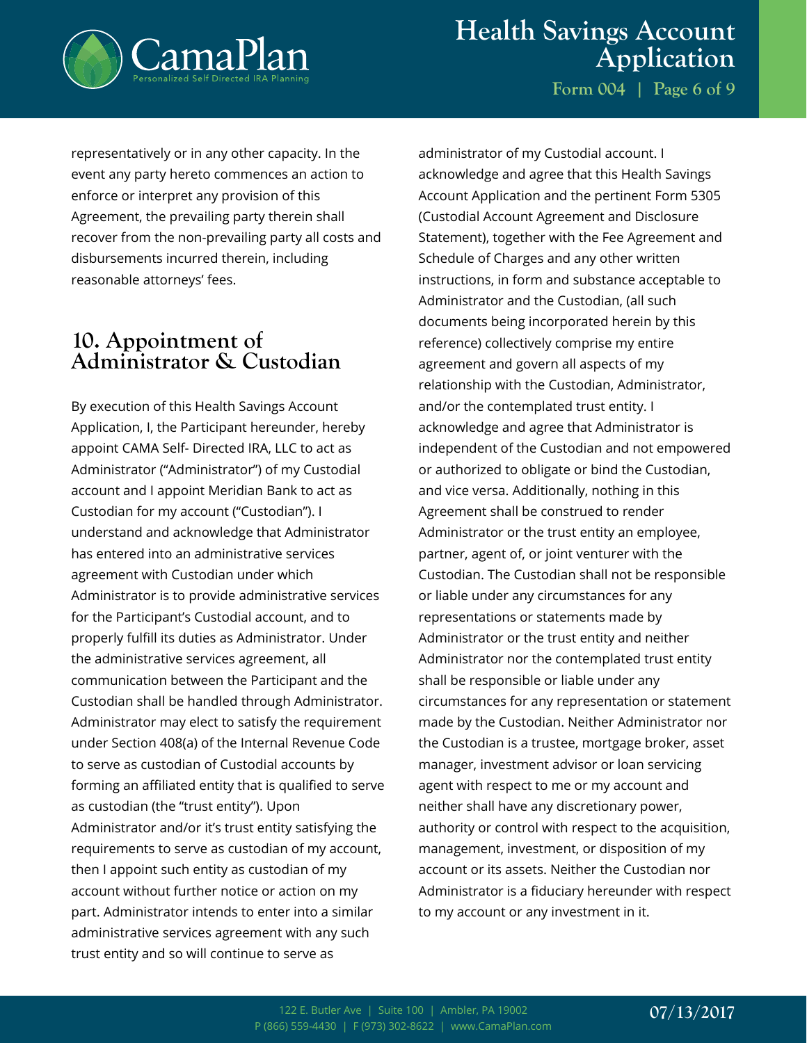representatively or in any other capacity. In the event any party hereto commences an action to enforce or interpret any provision of this Agreement, the prevailing party therein shall recover from the non-prevailing party all costs and disbursements incurred therein, including reasonable attorneys' fees.

## 10. Appointment of Administrator & Custodian

By execution of this Health Savings Account Application, I, the Participant hereunder, hereby appoint CAMA Self- Directed IRA, LLC to act as Administrator ("Administrator") of my Custodial account and I appoint Meridian Bank to act as Custodian for my account ("Custodian"). I understand and acknowledge that Administrator has entered into an administrative services agreement with Custodian under which Administrator is to provide administrative services for the Participant's Custodial account, and to properly fulfill its duties as Administrator. Under the administrative services agreement, all communication between the Participant and the Custodian shall be handled through Administrator. Administrator may elect to satisfy the requirement under Section 408(a) of the Internal Revenue Code to serve as custodian of Custodial accounts by forming an affiliated entity that is qualified to serve as custodian (the "trust entity"). Upon Administrator and/or it's trust entity satisfying the requirements to serve as custodian of my account, then I appoint such entity as custodian of my account without further notice or action on my part. Administrator intends to enter into a similar administrative services agreement with any such trust entity and so will continue to serve as administrator of my Custodial account. I acknowledge and agree that this Health Savings Account Application and the pertinent Form 5305 (Custodial Account Agreement and Disclosure Statement), together with the Fee Agreement and Schedule of Charges and any other written instructions, in form and substance acceptable to Administrator and the Custodian, (all such documents being incorporated herein by this reference) collectively comprise my entire agreement and govern all aspects of my relationship with the Custodian, Administrator, and/or the contemplated trust entity. I acknowledge and agree that Administrator is independent of the Custodian and not empowered or authorized to obligate or bind the Custodian, and vice versa. Additionally, nothing in this Agreement shall be construed to render Administrator or the trust entity an employee, partner, agent of, or joint venturer with the Custodian. The Custodian shall not be responsible or liable under any circumstances for any representations or statements made by Administrator or the trust entity and neither Administrator nor the contemplated trust entity shall be responsible or liable under any circumstances for any representation or statement made by the Custodian. Neither Administrator nor the Custodian is a trustee, mortgage broker, asset manager, investment advisor or loan servicing agent with respect to me or my account and neither shall have any discretionary power, authority or control with respect to the acquisition, management, investment, or disposition of my account or its assets. Neither the Custodian nor Administrator is a fiduciary hereunder with respect to my account or any investment in it.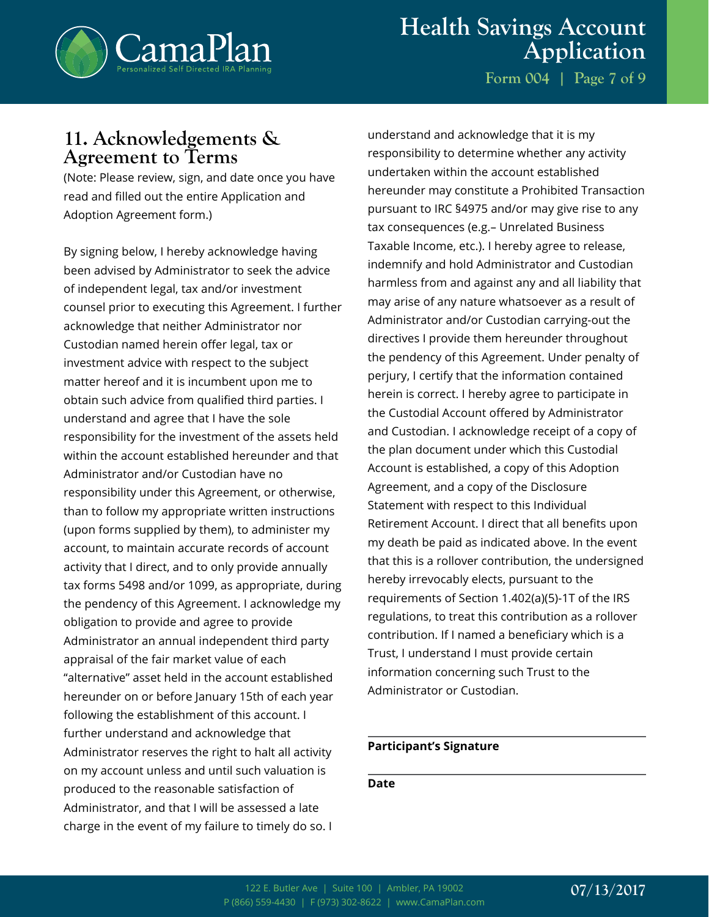## 11. Acknowledgements & Agreement to Terms

(Note: Please review, sign, and date once you have read and filled out the entire Application and Adoption Agreement form.)

By signing below, I hereby acknowledge having been advised by Administrator to seek the advice of independent legal, tax and/or investment counsel prior to executing this Agreement. I further acknowledge that neither Administrator nor Custodian named herein offer legal, tax or investment advice with respect to the subject matter hereof and it is incumbent upon me to obtain such advice from qualified third parties. I understand and agree that I have the sole responsibility for the investment of the assets held within the account established hereunder and that Administrator and/or Custodian have no responsibility under this Agreement, or otherwise, than to follow my appropriate written instructions (upon forms supplied by them), to administer my account, to maintain accurate records of account activity that I direct, and to only provide annually tax forms 5498 and/or 1099, as appropriate, during the pendency of this Agreement. I acknowledge my obligation to provide and agree to provide Administrator an annual independent third party appraisal of the fair market value of each "alternative" asset held in the account established hereunder on or before January 15th of each year following the establishment of this account. I further understand and acknowledge that Administrator reserves the right to halt all activity on my account unless and until such valuation is produced to the reasonable satisfaction of Administrator, and that I will be assessed a late charge in the event of my failure to timely do so. I understand and acknowledge that it is my responsibility to determine whether any activity undertaken within the account established hereunder may constitute a Prohibited Transaction pursuant to IRC §4975 and/or may give rise to any tax consequences (e.g.– Unrelated Business Taxable Income, etc.). I hereby agree to release, indemnify and hold Administrator and Custodian harmless from and against any and all liability that may arise of any nature whatsoever as a result of Administrator and/or Custodian carrying-out the directives I provide them hereunder throughout the pendency of this Agreement. Under penalty of perjury, I certify that the information contained herein is correct. I hereby agree to participate in the Custodial Account offered by Administrator and Custodian. I acknowledge receipt of a copy of the plan document under which this Custodial Account is established, a copy of this Adoption Agreement, and a copy of the Disclosure Statement with respect to this Individual Retirement Account. I direct that all benefits upon my death be paid as indicated above. In the event that this is a rollover contribution, the undersigned hereby irrevocably elects, pursuant to the requirements of Section 1.402(a)(5)-1T of the IRS regulations, to treat this contribution as a rollover contribution. If I named a beneficiary which is a Trust, I understand I must provide certain information concerning such Trust to the Administrator or Custodian.

______________________________

**Participant's Signature**

______________________________

**Date**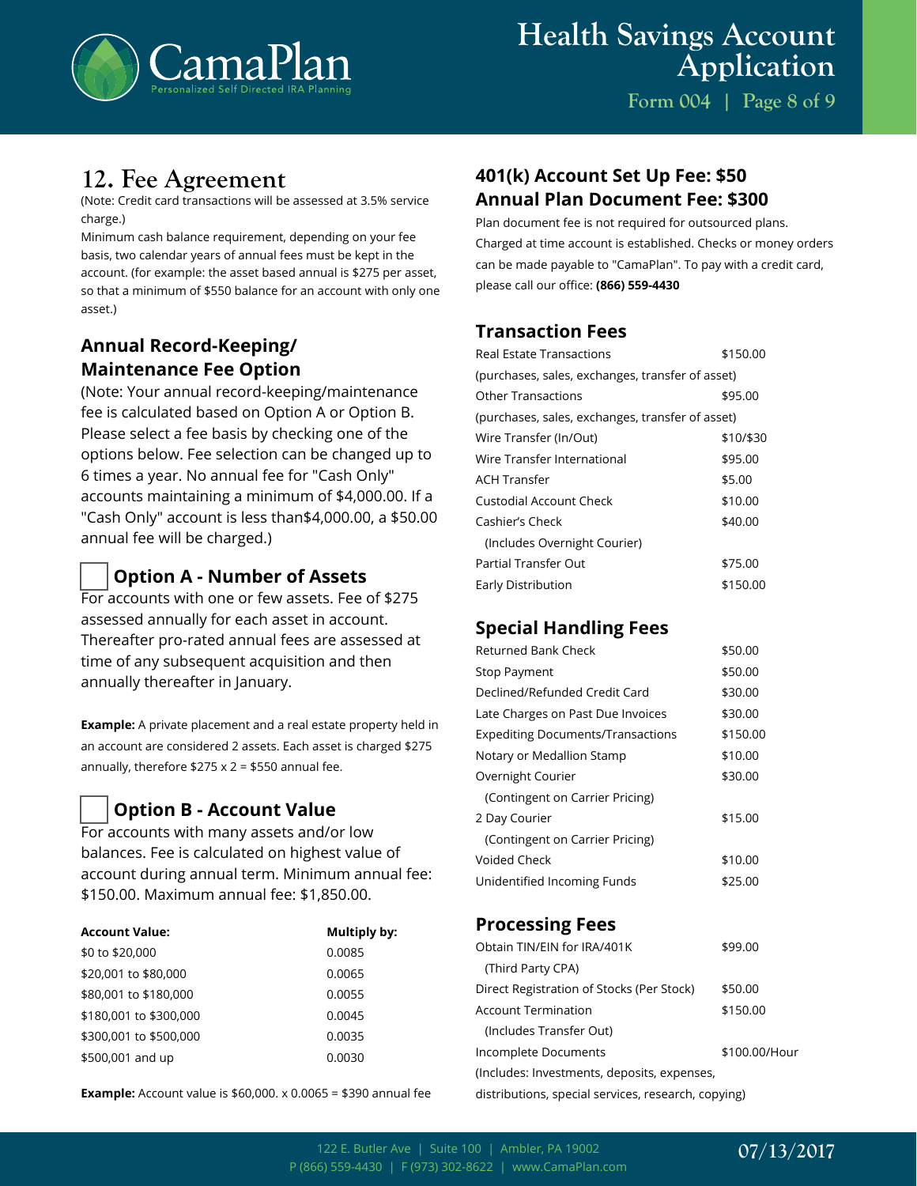## 12. Fee Agreement

(Note: Credit card transactions will be assessed at 3.5% service charge.)

Minimum cash balance requirement, depending on your fee basis, two calendar years of annual fees must be kept in the account. (for example: the asset based annual is $275 per asset, so that a minimum of $550 balance for an account with only one asset.)

### Annual Record-Keeping/ Maintenance Fee Option

(Note: Your annual record-keeping/maintenance fee is calculated based on Option A or Option B. Please select a fee basis by checking one of the options below. Fee selection can be changed up to 6 times a year. No annual fee for "Cash Only" accounts maintaining a minimum of $4,000.00. If a "Cash Only" account is less than$4,000.00, a $50.00 annual fee will be charged.)

☐ **Option A - Number of Assets**

For accounts with one or few assets. Fee of $275 assessed annually for each asset in account. Thereafter pro-rated annual fees are assessed at time of any subsequent acquisition and then annually thereafter in January.

**Example:** A private placement and a real estate property held in an account are considered 2 assets. Each asset is charged $275 annually, therefore $275 x 2 = $550 annual fee.

☐ **Option B - Account Value**

For accounts with many assets and/or low balances. Fee is calculated on highest value of account during annual term. Minimum annual fee: $150.00. Maximum annual fee: $1,850.00.

| Account Value: | Multiply by: |
|---|---|
| $0 to $20,000 | 0.0085 |
| $20,001 to $80,000 | 0.0065 |
| $80,001 to $180,000 | 0.0055 |
| $180,001 to $300,000 | 0.0045 |
| $300,001 to $500,000 | 0.0035 |
| $500,001 and up | 0.0030 |

**Example:** Account value is $60,000. x 0.0065 = $390 annual fee

### 401(k) Account Set Up Fee: $50
### Annual Plan Document Fee: $300

Plan document fee is not required for outsourced plans. Charged at time account is established. Checks or money orders can be made payable to "CamaPlan". To pay with a credit card, please call our office: **(866) 559-4430**

### Transaction Fees

| | |
|---|---|
| Real Estate Transactions (purchases, sales, exchanges, transfer of asset) | $150.00 |
| Other Transactions (purchases, sales, exchanges, transfer of asset) | $95.00 |
| Wire Transfer (In/Out) | $10/$30 |
| Wire Transfer International | $95.00 |
| ACH Transfer | $5.00 |
| Custodial Account Check | $10.00 |
| Cashier's Check (Includes Overnight Courier) | $40.00 |
| Partial Transfer Out | $75.00 |
| Early Distribution | $150.00 |

### Special Handling Fees

| | |
|---|---|
| Returned Bank Check | $50.00 |
| Stop Payment | $50.00 |
| Declined/Refunded Credit Card | $30.00 |
| Late Charges on Past Due Invoices | $30.00 |
| Expediting Documents/Transactions | $150.00 |
| Notary or Medallion Stamp | $10.00 |
| Overnight Courier (Contingent on Carrier Pricing) | $30.00 |
| 2 Day Courier (Contingent on Carrier Pricing) | $15.00 |
| Voided Check | $10.00 |
| Unidentified Incoming Funds | $25.00 |

### Processing Fees

| | |
|---|---|
| Obtain TIN/EIN for IRA/401K (Third Party CPA) | $99.00 |
| Direct Registration of Stocks (Per Stock) | $50.00 |
| Account Termination (Includes Transfer Out) | $150.00 |
| Incomplete Documents (Includes: Investments, deposits, expenses, distributions, special services, research, copying) | $100.00/Hour |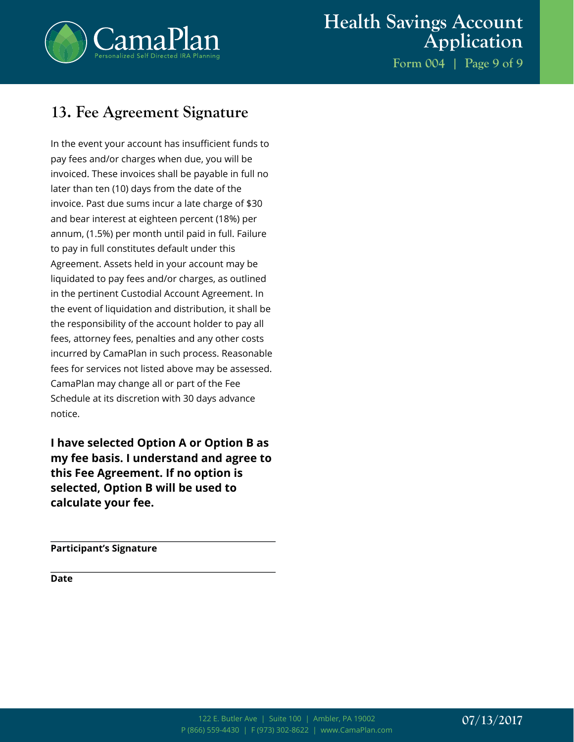## 13. Fee Agreement Signature

In the event your account has insufficient funds to pay fees and/or charges when due, you will be invoiced. These invoices shall be payable in full no later than ten (10) days from the date of the invoice. Past due sums incur a late charge of $30 and bear interest at eighteen percent (18%) per annum, (1.5%) per month until paid in full. Failure to pay in full constitutes default under this Agreement. Assets held in your account may be liquidated to pay fees and/or charges, as outlined in the pertinent Custodial Account Agreement. In the event of liquidation and distribution, it shall be the responsibility of the account holder to pay all fees, attorney fees, penalties and any other costs incurred by CamaPlan in such process. Reasonable fees for services not listed above may be assessed. CamaPlan may change all or part of the Fee Schedule at its discretion with 30 days advance notice.

**I have selected Option A or Option B as my fee basis. I understand and agree to this Fee Agreement. If no option is selected, Option B will be used to calculate your fee.**

______________________________
**Participant's Signature**

______________________________
**Date**